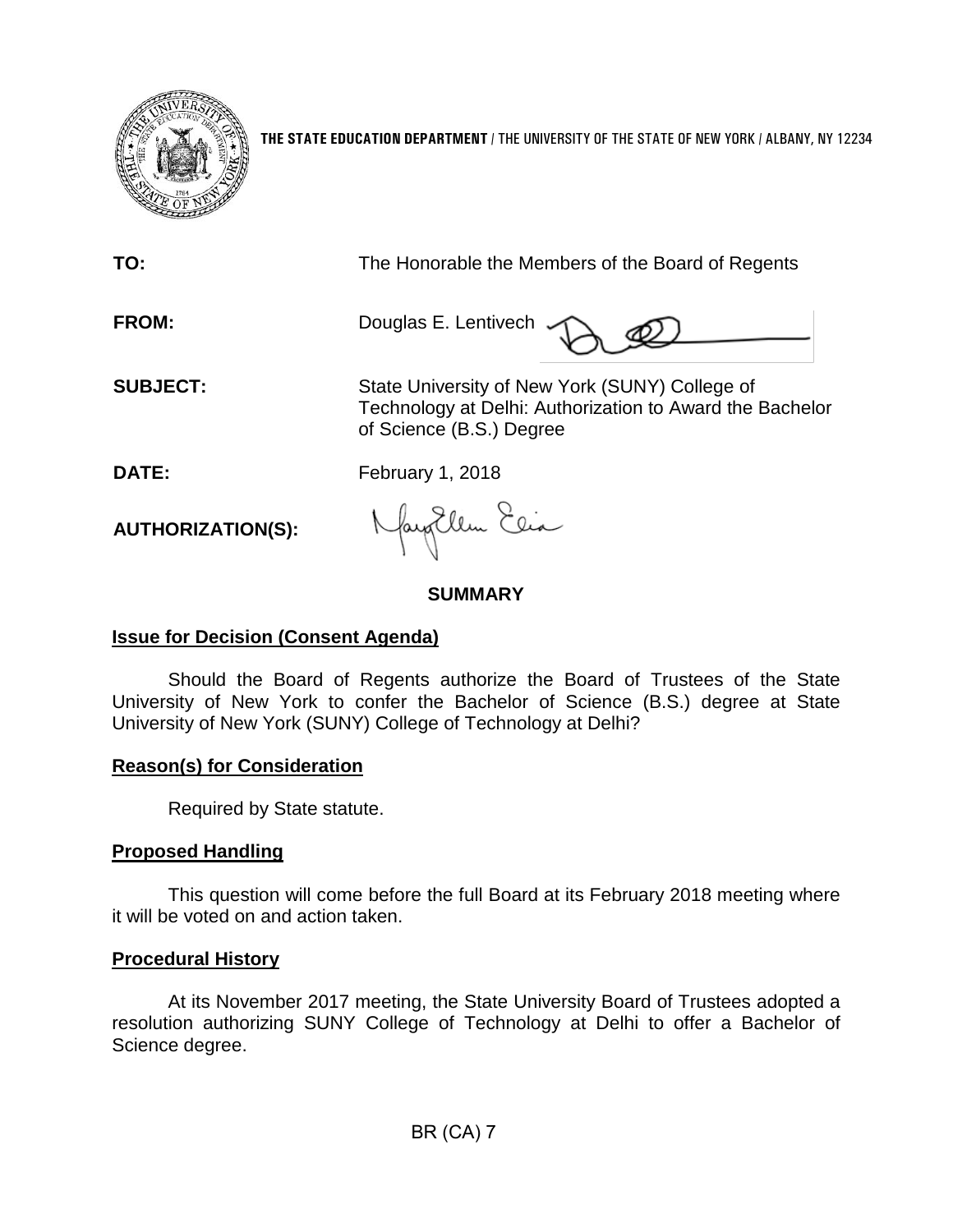**THE STATE EDUCATION DEPARTMENT** / THE UNIVERSITY OF THE STATE OF NEW YORK / ALBANY, NY 12234

**TO:** The Honorable the Members of the Board of Regents

**FROM:** Douglas E. Lentivech

**SUBJECT:** State University of New York (SUNY) College of Technology at Delhi: Authorization to Award the Bachelor of Science (B.S.) Degree

**DATE:** February 1, 2018

**AUTHORIZATION(S):**

## SUMMARY

### Issue for Decision (Consent Agenda)

Should the Board of Regents authorize the Board of Trustees of the State University of New York to confer the Bachelor of Science (B.S.) degree at State University of New York (SUNY) College of Technology at Delhi?

### Reason(s) for Consideration

Required by State statute.

### Proposed Handling

This question will come before the full Board at its February 2018 meeting where it will be voted on and action taken.

### Procedural History

At its November 2017 meeting, the State University Board of Trustees adopted a resolution authorizing SUNY College of Technology at Delhi to offer a Bachelor of Science degree.

BR (CA) 7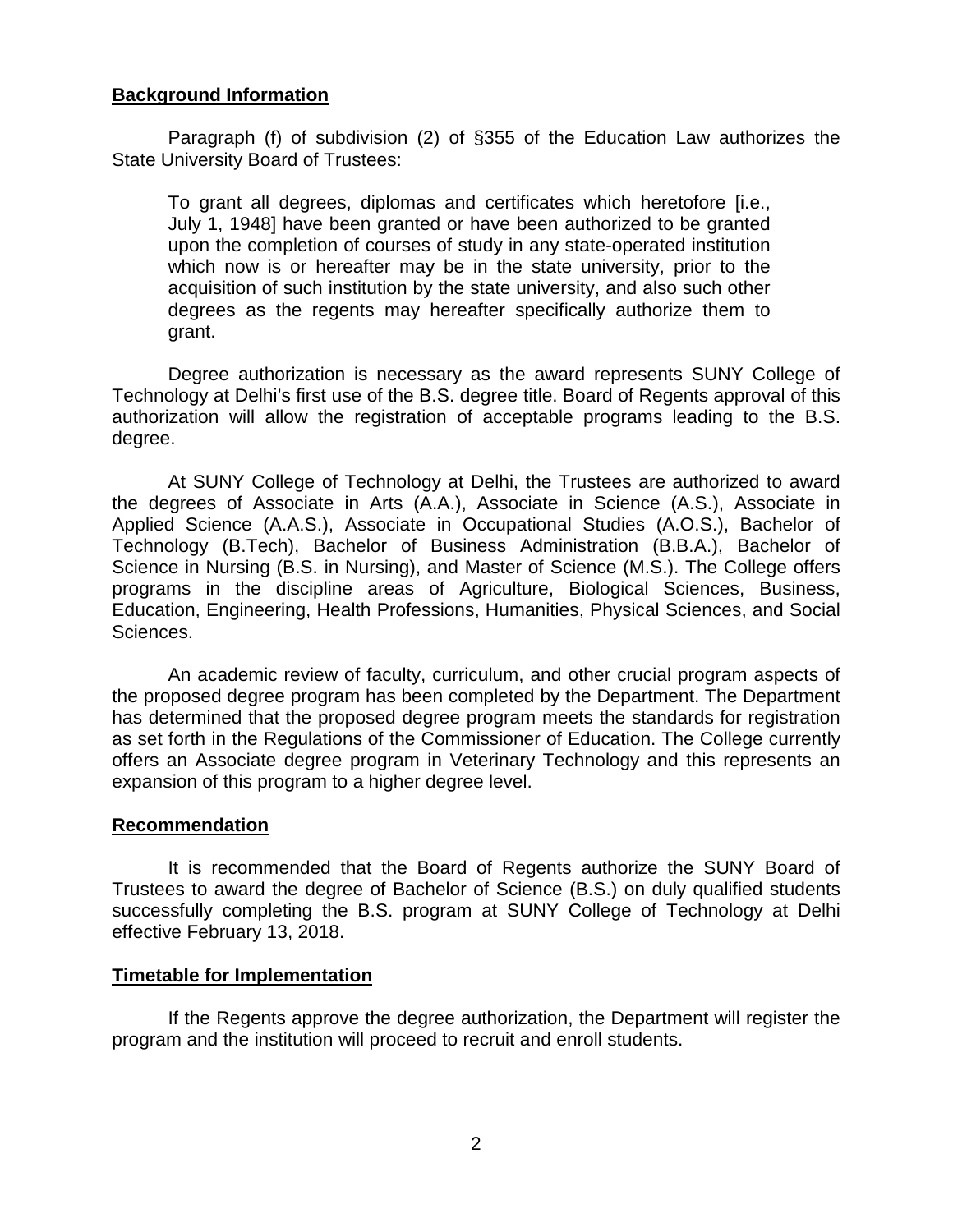**Background Information**

Paragraph (f) of subdivision (2) of §355 of the Education Law authorizes the State University Board of Trustees:

> To grant all degrees, diplomas and certificates which heretofore [i.e., July 1, 1948] have been granted or have been authorized to be granted upon the completion of courses of study in any state-operated institution which now is or hereafter may be in the state university, prior to the acquisition of such institution by the state university, and also such other degrees as the regents may hereafter specifically authorize them to grant.

Degree authorization is necessary as the award represents SUNY College of Technology at Delhi's first use of the B.S. degree title. Board of Regents approval of this authorization will allow the registration of acceptable programs leading to the B.S. degree.

At SUNY College of Technology at Delhi, the Trustees are authorized to award the degrees of Associate in Arts (A.A.), Associate in Science (A.S.), Associate in Applied Science (A.A.S.), Associate in Occupational Studies (A.O.S.), Bachelor of Technology (B.Tech), Bachelor of Business Administration (B.B.A.), Bachelor of Science in Nursing (B.S. in Nursing), and Master of Science (M.S.). The College offers programs in the discipline areas of Agriculture, Biological Sciences, Business, Education, Engineering, Health Professions, Humanities, Physical Sciences, and Social Sciences.

An academic review of faculty, curriculum, and other crucial program aspects of the proposed degree program has been completed by the Department. The Department has determined that the proposed degree program meets the standards for registration as set forth in the Regulations of the Commissioner of Education. The College currently offers an Associate degree program in Veterinary Technology and this represents an expansion of this program to a higher degree level.

**Recommendation**

It is recommended that the Board of Regents authorize the SUNY Board of Trustees to award the degree of Bachelor of Science (B.S.) on duly qualified students successfully completing the B.S. program at SUNY College of Technology at Delhi effective February 13, 2018.

**Timetable for Implementation**

If the Regents approve the degree authorization, the Department will register the program and the institution will proceed to recruit and enroll students.